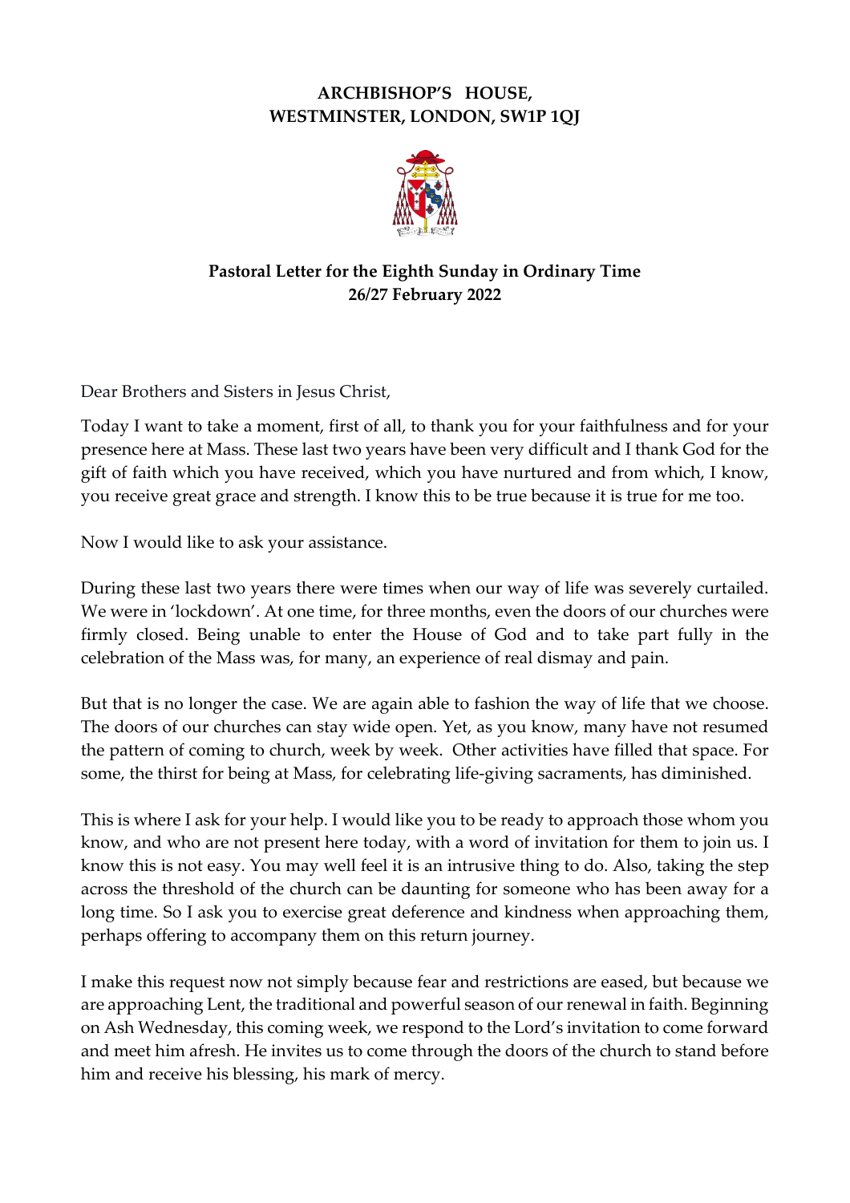**ARCHBISHOP'S HOUSE,**
**WESTMINSTER, LONDON, SW1P 1QJ**

**Pastoral Letter for the Eighth Sunday in Ordinary Time**
**26/27 February 2022**

Dear Brothers and Sisters in Jesus Christ,

Today I want to take a moment, first of all, to thank you for your faithfulness and for your presence here at Mass. These last two years have been very difficult and I thank God for the gift of faith which you have received, which you have nurtured and from which, I know, you receive great grace and strength. I know this to be true because it is true for me too.

Now I would like to ask your assistance.

During these last two years there were times when our way of life was severely curtailed. We were in 'lockdown'. At one time, for three months, even the doors of our churches were firmly closed. Being unable to enter the House of God and to take part fully in the celebration of the Mass was, for many, an experience of real dismay and pain.

But that is no longer the case. We are again able to fashion the way of life that we choose. The doors of our churches can stay wide open. Yet, as you know, many have not resumed the pattern of coming to church, week by week. Other activities have filled that space. For some, the thirst for being at Mass, for celebrating life-giving sacraments, has diminished.

This is where I ask for your help. I would like you to be ready to approach those whom you know, and who are not present here today, with a word of invitation for them to join us. I know this is not easy. You may well feel it is an intrusive thing to do. Also, taking the step across the threshold of the church can be daunting for someone who has been away for a long time. So I ask you to exercise great deference and kindness when approaching them, perhaps offering to accompany them on this return journey.

I make this request now not simply because fear and restrictions are eased, but because we are approaching Lent, the traditional and powerful season of our renewal in faith. Beginning on Ash Wednesday, this coming week, we respond to the Lord's invitation to come forward and meet him afresh. He invites us to come through the doors of the church to stand before him and receive his blessing, his mark of mercy.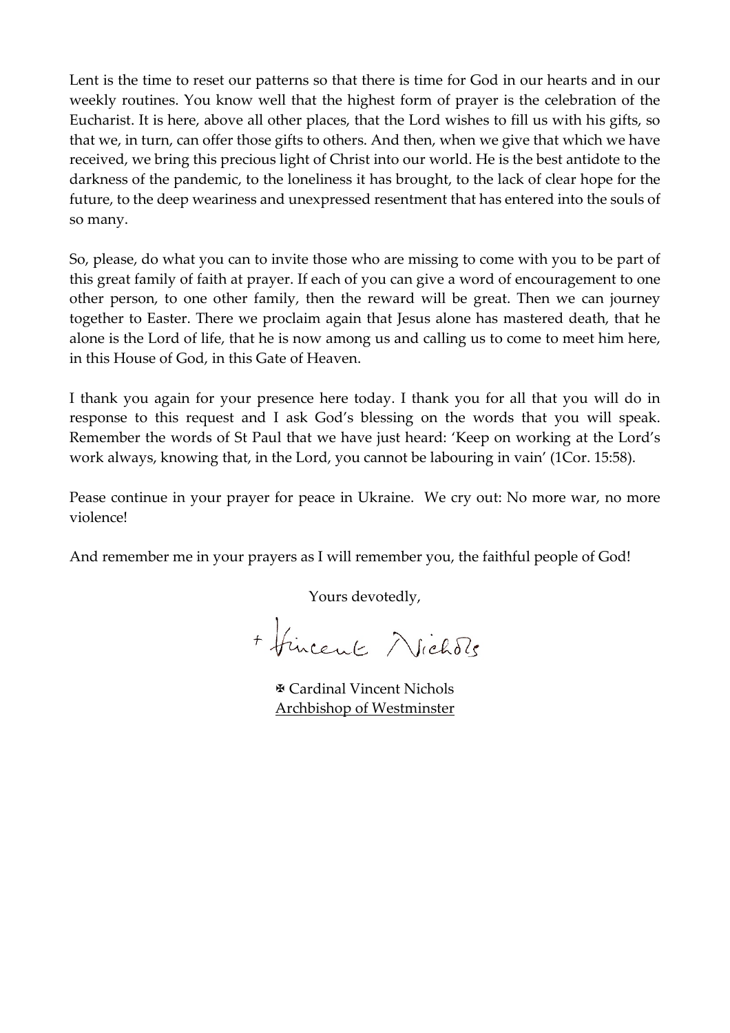Lent is the time to reset our patterns so that there is time for God in our hearts and in our weekly routines. You know well that the highest form of prayer is the celebration of the Eucharist. It is here, above all other places, that the Lord wishes to fill us with his gifts, so that we, in turn, can offer those gifts to others. And then, when we give that which we have received, we bring this precious light of Christ into our world. He is the best antidote to the darkness of the pandemic, to the loneliness it has brought, to the lack of clear hope for the future, to the deep weariness and unexpressed resentment that has entered into the souls of so many.

So, please, do what you can to invite those who are missing to come with you to be part of this great family of faith at prayer. If each of you can give a word of encouragement to one other person, to one other family, then the reward will be great. Then we can journey together to Easter. There we proclaim again that Jesus alone has mastered death, that he alone is the Lord of life, that he is now among us and calling us to come to meet him here, in this House of God, in this Gate of Heaven.

I thank you again for your presence here today. I thank you for all that you will do in response to this request and I ask God's blessing on the words that you will speak. Remember the words of St Paul that we have just heard: 'Keep on working at the Lord's work always, knowing that, in the Lord, you cannot be labouring in vain' (1Cor. 15:58).

Pease continue in your prayer for peace in Ukraine. We cry out: No more war, no more violence!

And remember me in your prayers as I will remember you, the faithful people of God!

Yours devotedly,

+ Vincent Nichols

✠ Cardinal Vincent Nichols
Archbishop of Westminster